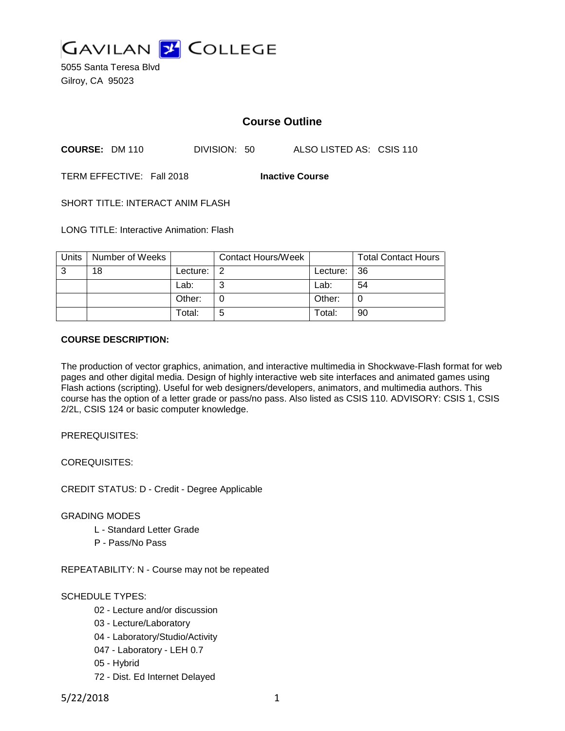# GAVILAN COLLEGE

5055 Santa Teresa Blvd
Gilroy, CA 95023

## Course Outline

**COURSE:** DM 110 DIVISION: 50 ALSO LISTED AS: CSIS 110

TERM EFFECTIVE: Fall 2018 **Inactive Course**

SHORT TITLE: INTERACT ANIM FLASH

LONG TITLE: Interactive Animation: Flash

| Units | Number of Weeks | | Contact Hours/Week | | Total Contact Hours |
|---|---|---|---|---|---|
| 3 | 18 | Lecture: | 2 | Lecture: | 36 |
| | | Lab: | 3 | Lab: | 54 |
| | | Other: | 0 | Other: | 0 |
| | | Total: | 5 | Total: | 90 |

**COURSE DESCRIPTION:**

The production of vector graphics, animation, and interactive multimedia in Shockwave-Flash format for web pages and other digital media. Design of highly interactive web site interfaces and animated games using Flash actions (scripting). Useful for web designers/developers, animators, and multimedia authors. This course has the option of a letter grade or pass/no pass. Also listed as CSIS 110. ADVISORY: CSIS 1, CSIS 2/2L, CSIS 124 or basic computer knowledge.

PREREQUISITES:

COREQUISITES:

CREDIT STATUS: D - Credit - Degree Applicable

GRADING MODES

- L - Standard Letter Grade
- P - Pass/No Pass

REPEATABILITY: N - Course may not be repeated

SCHEDULE TYPES:

- 02 - Lecture and/or discussion
- 03 - Lecture/Laboratory
- 04 - Laboratory/Studio/Activity
- 047 - Laboratory - LEH 0.7
- 05 - Hybrid
- 72 - Dist. Ed Internet Delayed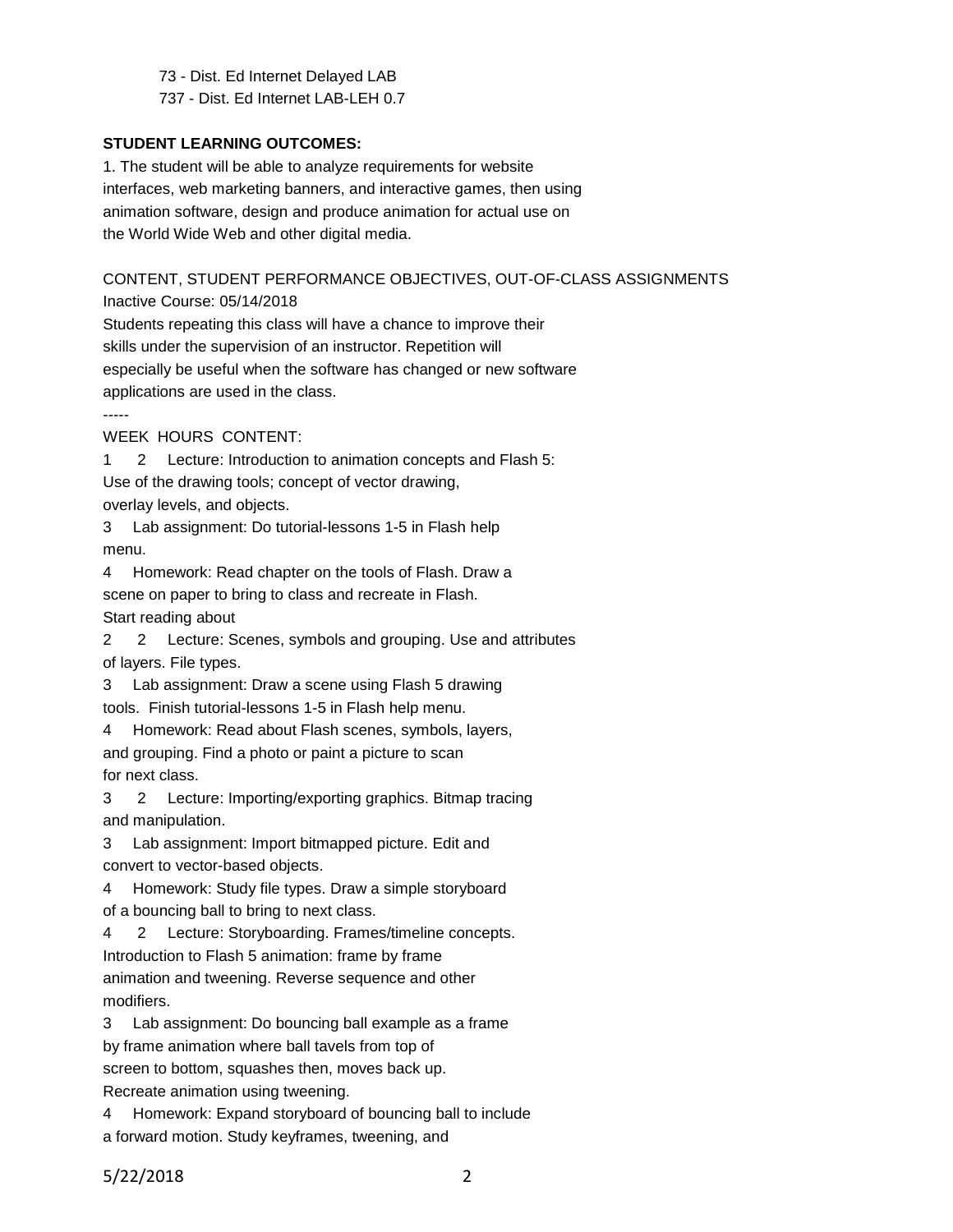73 - Dist. Ed Internet Delayed LAB
737 - Dist. Ed Internet LAB-LEH 0.7

**STUDENT LEARNING OUTCOMES:**

1. The student will be able to analyze requirements for website interfaces, web marketing banners, and interactive games, then using animation software, design and produce animation for actual use on the World Wide Web and other digital media.

CONTENT, STUDENT PERFORMANCE OBJECTIVES, OUT-OF-CLASS ASSIGNMENTS

Inactive Course: 05/14/2018

Students repeating this class will have a chance to improve their skills under the supervision of an instructor. Repetition will especially be useful when the software has changed or new software applications are used in the class.

-----

WEEK HOURS CONTENT:

1 2 Lecture: Introduction to animation concepts and Flash 5: Use of the drawing tools; concept of vector drawing, overlay levels, and objects.

3 Lab assignment: Do tutorial-lessons 1-5 in Flash help menu.

4 Homework: Read chapter on the tools of Flash. Draw a scene on paper to bring to class and recreate in Flash. Start reading about

2 2 Lecture: Scenes, symbols and grouping. Use and attributes of layers. File types.

3 Lab assignment: Draw a scene using Flash 5 drawing tools. Finish tutorial-lessons 1-5 in Flash help menu.

4 Homework: Read about Flash scenes, symbols, layers, and grouping. Find a photo or paint a picture to scan for next class.

3 2 Lecture: Importing/exporting graphics. Bitmap tracing and manipulation.

3 Lab assignment: Import bitmapped picture. Edit and convert to vector-based objects.

4 Homework: Study file types. Draw a simple storyboard of a bouncing ball to bring to next class.

4 2 Lecture: Storyboarding. Frames/timeline concepts. Introduction to Flash 5 animation: frame by frame animation and tweening. Reverse sequence and other modifiers.

3 Lab assignment: Do bouncing ball example as a frame by frame animation where ball tavels from top of screen to bottom, squashes then, moves back up. Recreate animation using tweening.

4 Homework: Expand storyboard of bouncing ball to include a forward motion. Study keyframes, tweening, and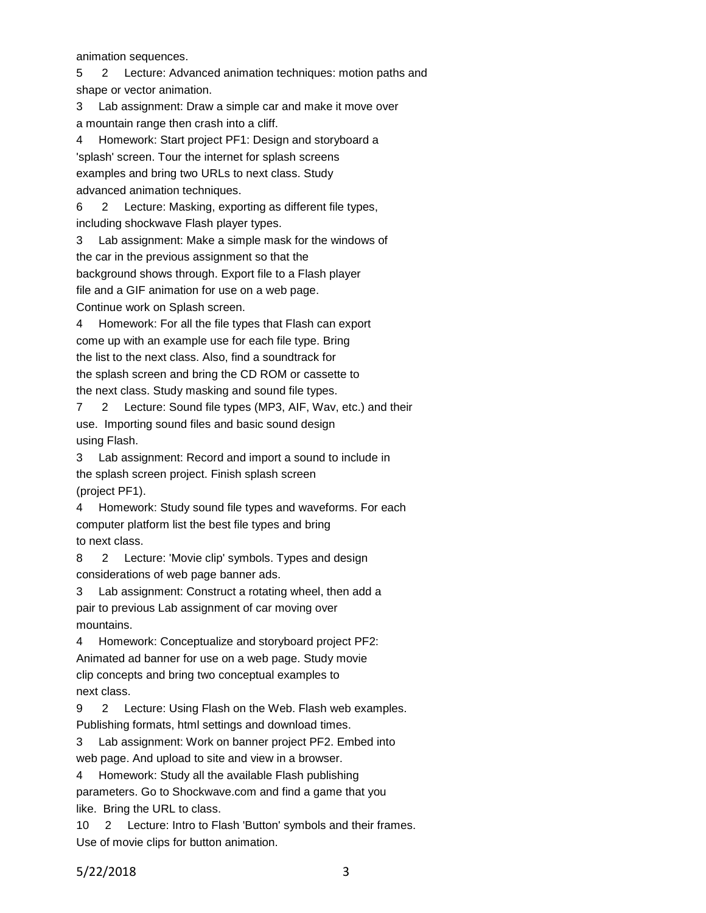animation sequences.

5 2 Lecture: Advanced animation techniques: motion paths and shape or vector animation.

3 Lab assignment: Draw a simple car and make it move over a mountain range then crash into a cliff.

4 Homework: Start project PF1: Design and storyboard a 'splash' screen. Tour the internet for splash screens examples and bring two URLs to next class. Study advanced animation techniques.

6 2 Lecture: Masking, exporting as different file types, including shockwave Flash player types.

3 Lab assignment: Make a simple mask for the windows of the car in the previous assignment so that the background shows through. Export file to a Flash player file and a GIF animation for use on a web page. Continue work on Splash screen.

4 Homework: For all the file types that Flash can export come up with an example use for each file type. Bring the list to the next class. Also, find a soundtrack for the splash screen and bring the CD ROM or cassette to the next class. Study masking and sound file types.

7 2 Lecture: Sound file types (MP3, AIF, Wav, etc.) and their use. Importing sound files and basic sound design using Flash.

3 Lab assignment: Record and import a sound to include in the splash screen project. Finish splash screen (project PF1).

4 Homework: Study sound file types and waveforms. For each computer platform list the best file types and bring to next class.

8 2 Lecture: 'Movie clip' symbols. Types and design considerations of web page banner ads.

3 Lab assignment: Construct a rotating wheel, then add a pair to previous Lab assignment of car moving over mountains.

4 Homework: Conceptualize and storyboard project PF2: Animated ad banner for use on a web page. Study movie clip concepts and bring two conceptual examples to next class.

9 2 Lecture: Using Flash on the Web. Flash web examples. Publishing formats, html settings and download times.

3 Lab assignment: Work on banner project PF2. Embed into web page. And upload to site and view in a browser.

4 Homework: Study all the available Flash publishing parameters. Go to Shockwave.com and find a game that you like. Bring the URL to class.

10 2 Lecture: Intro to Flash 'Button' symbols and their frames. Use of movie clips for button animation.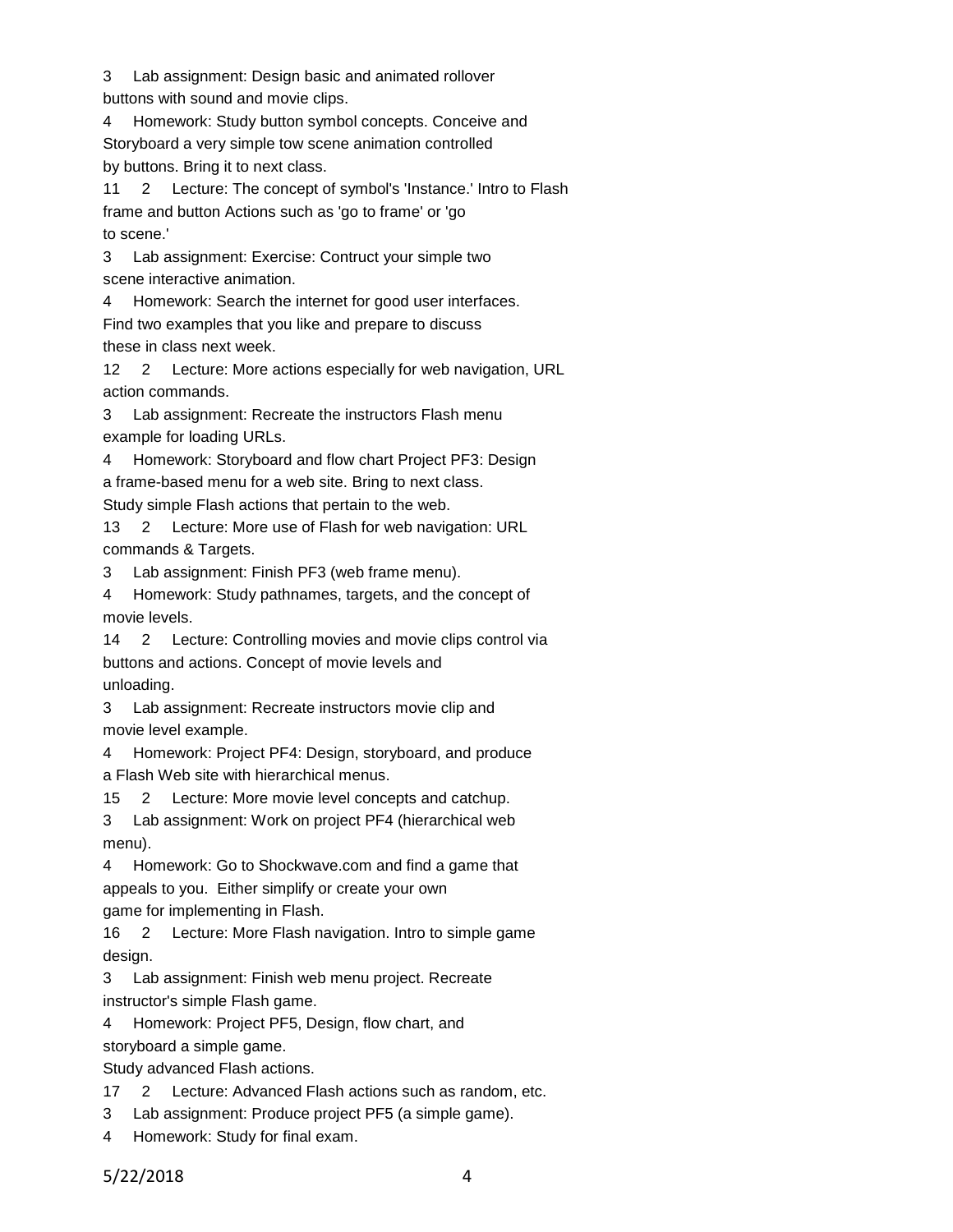3 Lab assignment: Design basic and animated rollover buttons with sound and movie clips.

4 Homework: Study button symbol concepts. Conceive and Storyboard a very simple tow scene animation controlled by buttons. Bring it to next class.

11 2 Lecture: The concept of symbol's 'Instance.' Intro to Flash frame and button Actions such as 'go to frame' or 'go to scene.'

3 Lab assignment: Exercise: Contruct your simple two scene interactive animation.

4 Homework: Search the internet for good user interfaces. Find two examples that you like and prepare to discuss these in class next week.

12 2 Lecture: More actions especially for web navigation, URL action commands.

3 Lab assignment: Recreate the instructors Flash menu example for loading URLs.

4 Homework: Storyboard and flow chart Project PF3: Design a frame-based menu for a web site. Bring to next class. Study simple Flash actions that pertain to the web.

13 2 Lecture: More use of Flash for web navigation: URL commands & Targets.

3 Lab assignment: Finish PF3 (web frame menu).

4 Homework: Study pathnames, targets, and the concept of movie levels.

14 2 Lecture: Controlling movies and movie clips control via buttons and actions. Concept of movie levels and unloading.

3 Lab assignment: Recreate instructors movie clip and movie level example.

4 Homework: Project PF4: Design, storyboard, and produce a Flash Web site with hierarchical menus.

15 2 Lecture: More movie level concepts and catchup.

3 Lab assignment: Work on project PF4 (hierarchical web menu).

4 Homework: Go to Shockwave.com and find a game that appeals to you. Either simplify or create your own game for implementing in Flash.

16 2 Lecture: More Flash navigation. Intro to simple game design.

3 Lab assignment: Finish web menu project. Recreate instructor's simple Flash game.

4 Homework: Project PF5, Design, flow chart, and storyboard a simple game.
Study advanced Flash actions.

17 2 Lecture: Advanced Flash actions such as random, etc.

3 Lab assignment: Produce project PF5 (a simple game).

4 Homework: Study for final exam.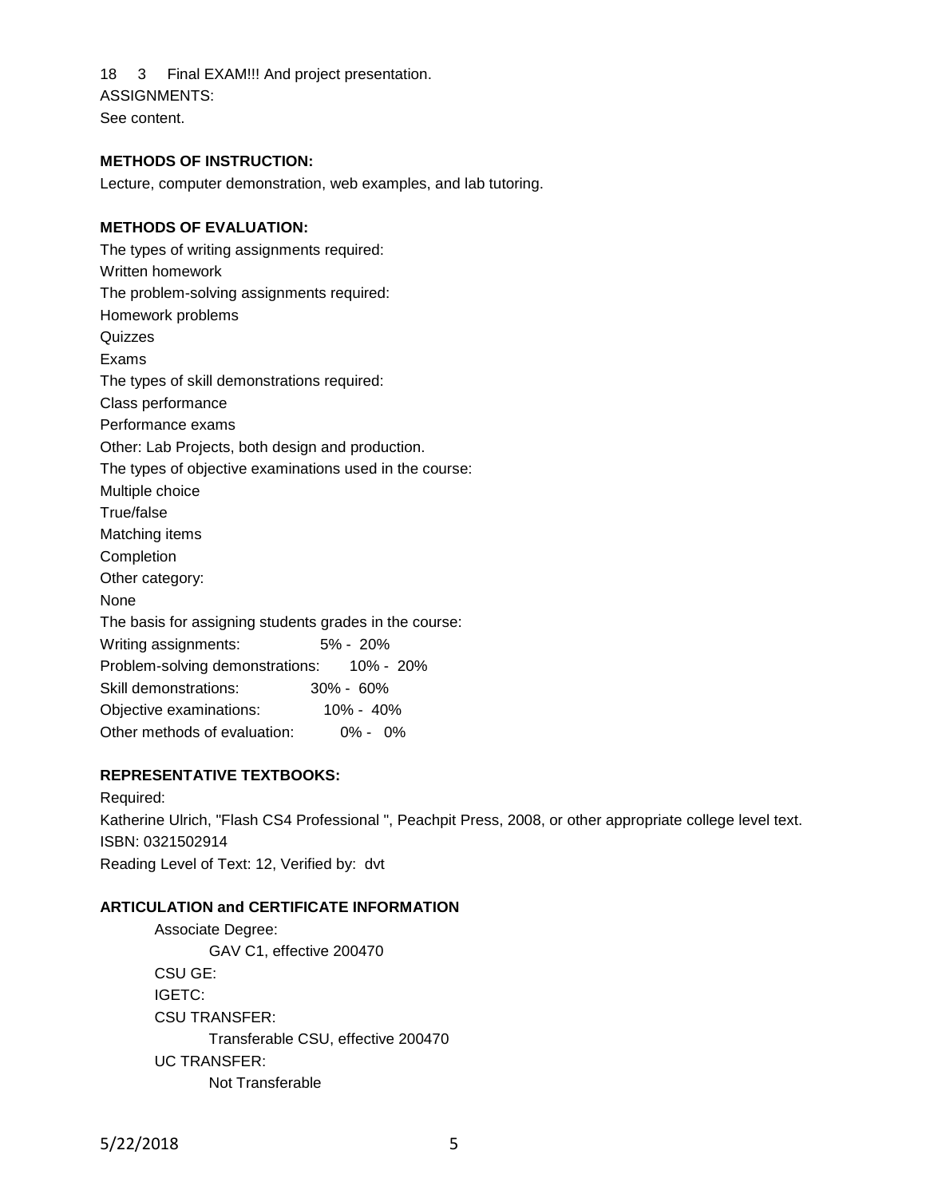18 3 Final EXAM!!! And project presentation.

ASSIGNMENTS:

See content.

**METHODS OF INSTRUCTION:**

Lecture, computer demonstration, web examples, and lab tutoring.

**METHODS OF EVALUATION:**

The types of writing assignments required:

Written homework

The problem-solving assignments required:

Homework problems

Quizzes

Exams

The types of skill demonstrations required:

Class performance

Performance exams

Other: Lab Projects, both design and production.

The types of objective examinations used in the course:

Multiple choice

True/false

Matching items

Completion

Other category:

None

The basis for assigning students grades in the course:

| | |
|---|---|
| Writing assignments: | 5% - 20% |
| Problem-solving demonstrations: | 10% - 20% |
| Skill demonstrations: | 30% - 60% |
| Objective examinations: | 10% - 40% |
| Other methods of evaluation: | 0% - 0% |

**REPRESENTATIVE TEXTBOOKS:**

Required:

Katherine Ulrich, "Flash CS4 Professional ", Peachpit Press, 2008, or other appropriate college level text.

ISBN: 0321502914

Reading Level of Text: 12, Verified by: dvt

**ARTICULATION and CERTIFICATE INFORMATION**

Associate Degree:
 GAV C1, effective 200470

CSU GE:

IGETC:

CSU TRANSFER:
 Transferable CSU, effective 200470

UC TRANSFER:
 Not Transferable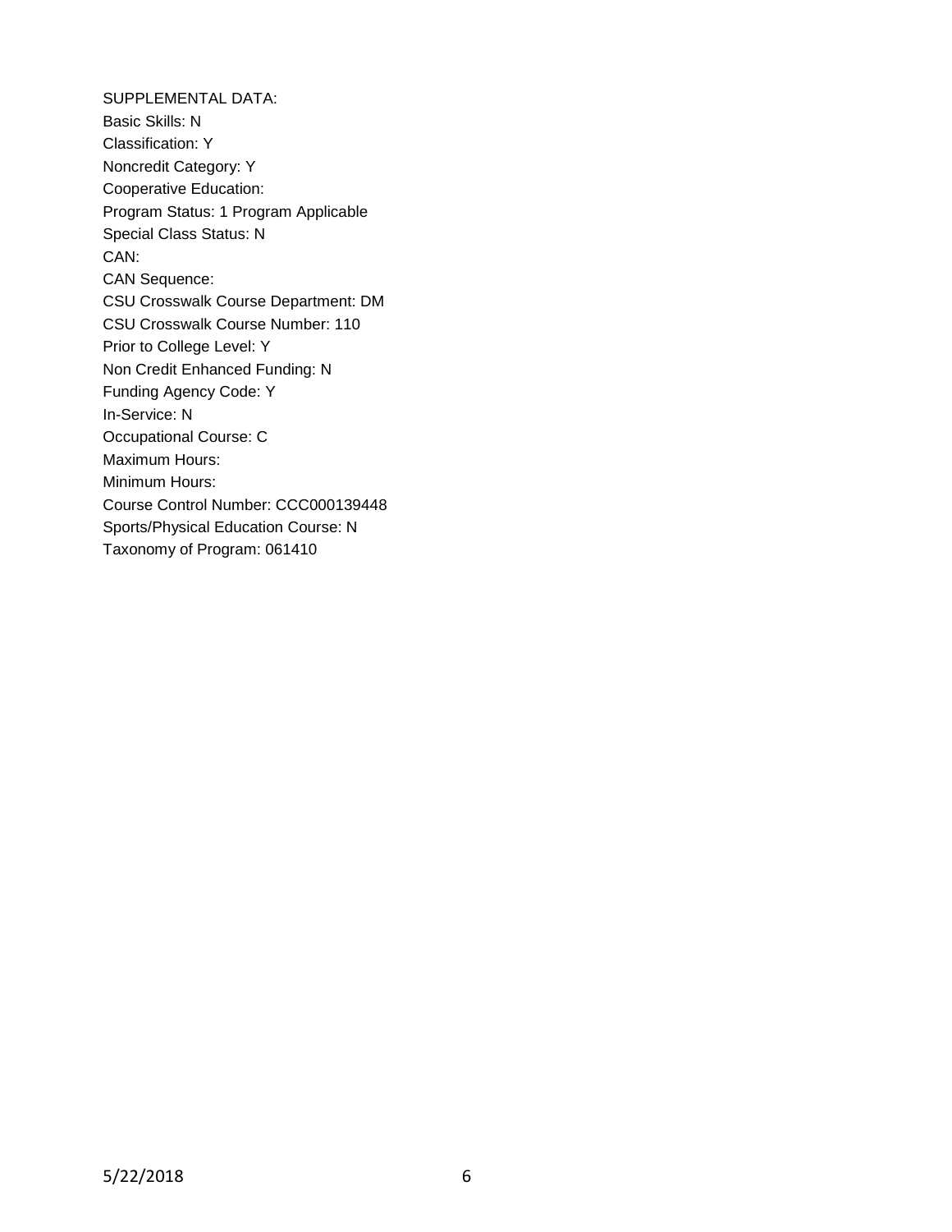SUPPLEMENTAL DATA:

Basic Skills: N

Classification: Y

Noncredit Category: Y

Cooperative Education:

Program Status: 1 Program Applicable

Special Class Status: N

CAN:

CAN Sequence:

CSU Crosswalk Course Department: DM

CSU Crosswalk Course Number: 110

Prior to College Level: Y

Non Credit Enhanced Funding: N

Funding Agency Code: Y

In-Service: N

Occupational Course: C

Maximum Hours:

Minimum Hours:

Course Control Number: CCC000139448

Sports/Physical Education Course: N

Taxonomy of Program: 061410